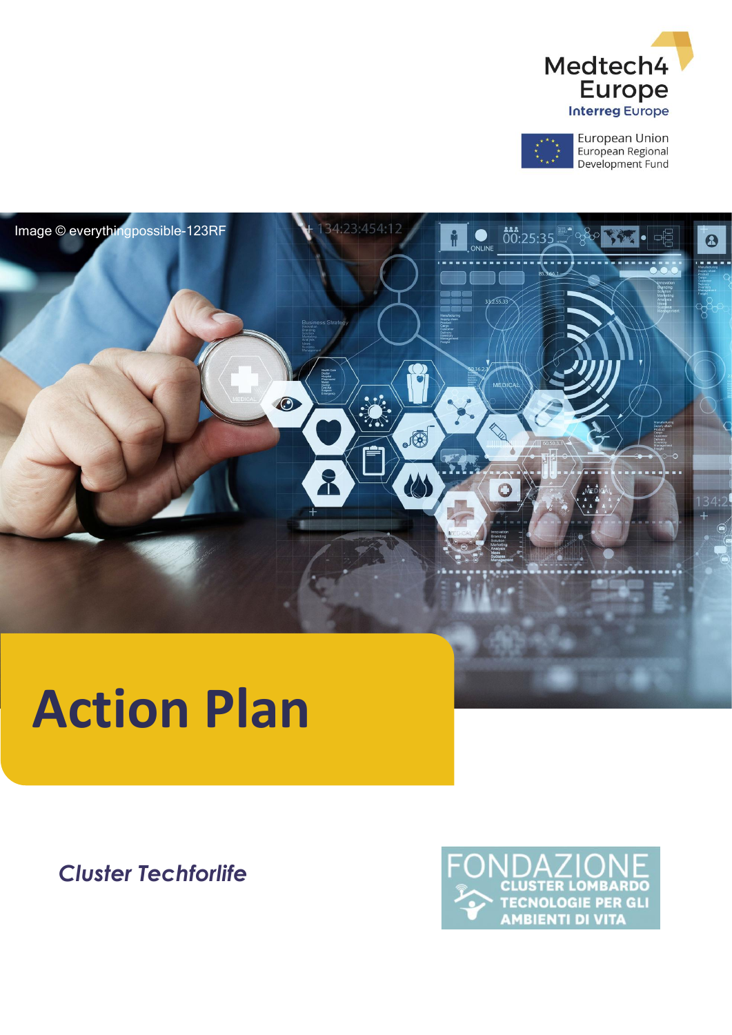Medtech4 Europe

Interreg Europe

European Union
European Regional
Development Fund

Image © everythingpossible-123RF

# Action Plan

*Cluster Techforlife*

FONDAZIONE
CLUSTER LOMBARDO
TECNOLOGIE PER GLI
AMBIENTI DI VITA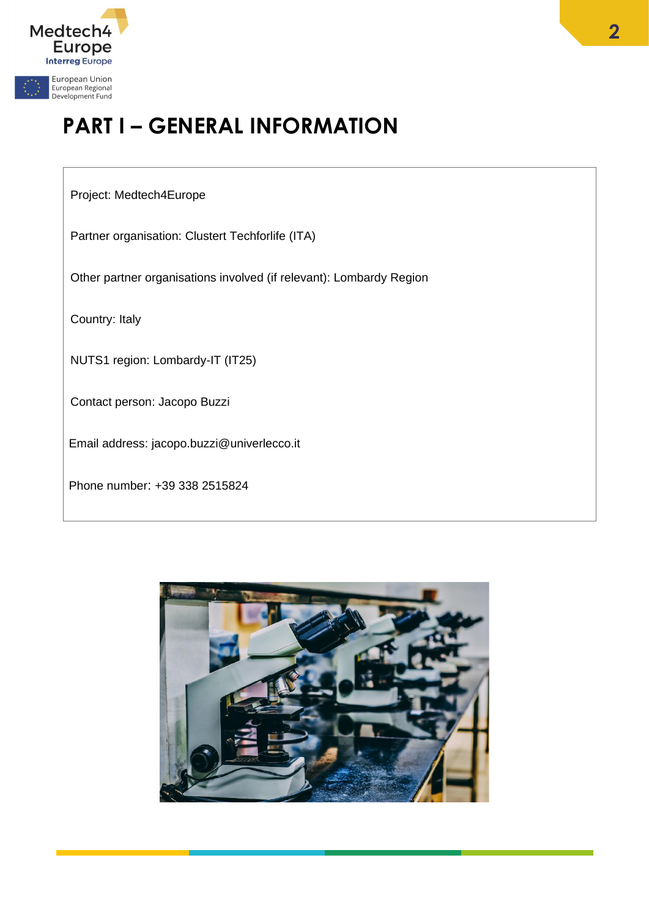# PART I – GENERAL INFORMATION

Project: Medtech4Europe

Partner organisation: Clustert Techforlife (ITA)

Other partner organisations involved (if relevant): Lombardy Region

Country: Italy

NUTS1 region: Lombardy-IT (IT25)

Contact person: Jacopo Buzzi

Email address: jacopo.buzzi@univerlecco.it

Phone number: +39 338 2515824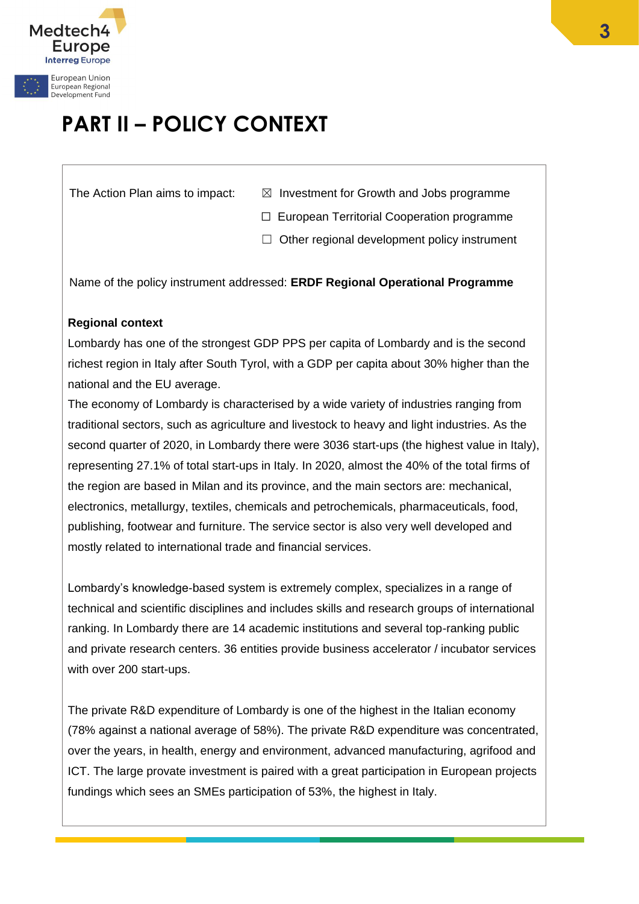# PART II – POLICY CONTEXT

The Action Plan aims to impact:

☒ Investment for Growth and Jobs programme

☐ European Territorial Cooperation programme

☐ Other regional development policy instrument

Name of the policy instrument addressed: **ERDF Regional Operational Programme**

**Regional context**

Lombardy has one of the strongest GDP PPS per capita of Lombardy and is the second richest region in Italy after South Tyrol, with a GDP per capita about 30% higher than the national and the EU average.

The economy of Lombardy is characterised by a wide variety of industries ranging from traditional sectors, such as agriculture and livestock to heavy and light industries. As the second quarter of 2020, in Lombardy there were 3036 start-ups (the highest value in Italy), representing 27.1% of total start-ups in Italy. In 2020, almost the 40% of the total firms of the region are based in Milan and its province, and the main sectors are: mechanical, electronics, metallurgy, textiles, chemicals and petrochemicals, pharmaceuticals, food, publishing, footwear and furniture. The service sector is also very well developed and mostly related to international trade and financial services.

Lombardy's knowledge-based system is extremely complex, specializes in a range of technical and scientific disciplines and includes skills and research groups of international ranking. In Lombardy there are 14 academic institutions and several top-ranking public and private research centers. 36 entities provide business accelerator / incubator services with over 200 start-ups.

The private R&D expenditure of Lombardy is one of the highest in the Italian economy (78% against a national average of 58%). The private R&D expenditure was concentrated, over the years, in health, energy and environment, advanced manufacturing, agrifood and ICT. The large provate investment is paired with a great participation in European projects fundings which sees an SMEs participation of 53%, the highest in Italy.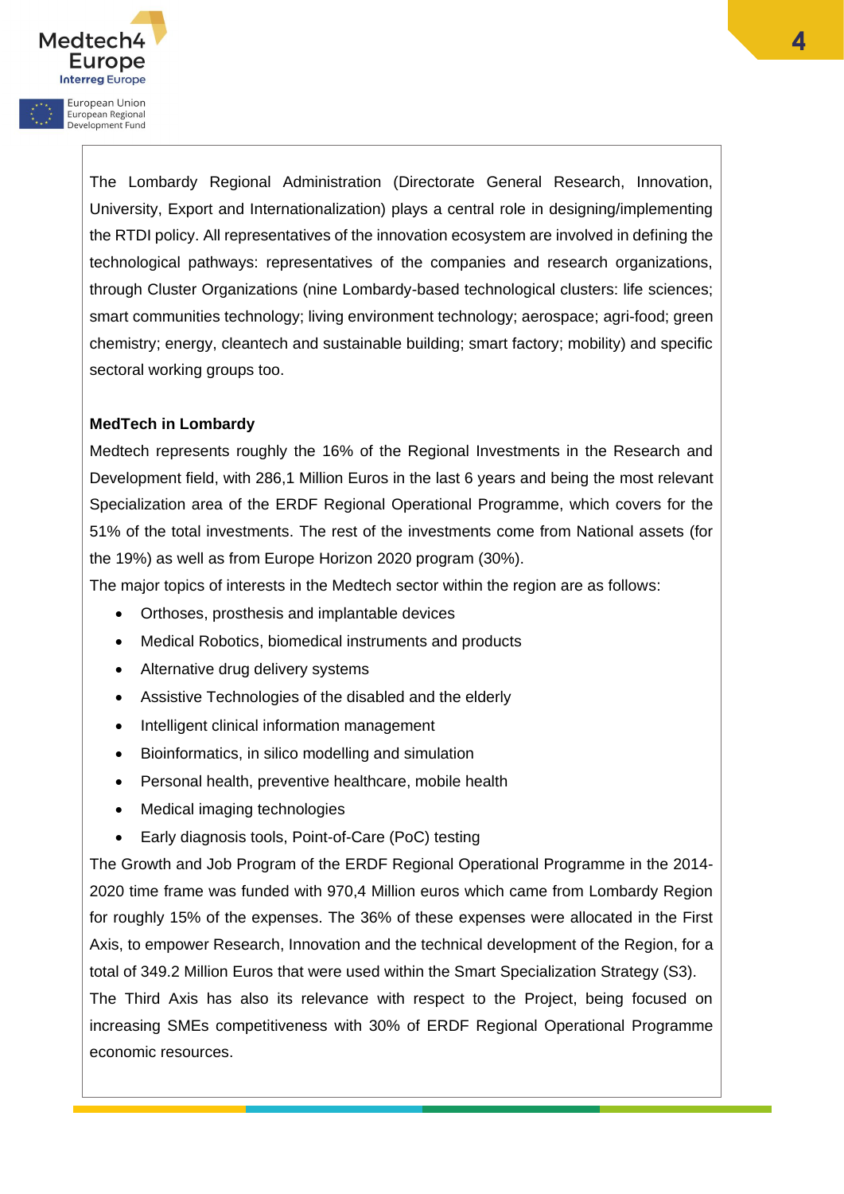The Lombardy Regional Administration (Directorate General Research, Innovation, University, Export and Internationalization) plays a central role in designing/implementing the RTDI policy. All representatives of the innovation ecosystem are involved in defining the technological pathways: representatives of the companies and research organizations, through Cluster Organizations (nine Lombardy-based technological clusters: life sciences; smart communities technology; living environment technology; aerospace; agri-food; green chemistry; energy, cleantech and sustainable building; smart factory; mobility) and specific sectoral working groups too.

**MedTech in Lombardy**

Medtech represents roughly the 16% of the Regional Investments in the Research and Development field, with 286,1 Million Euros in the last 6 years and being the most relevant Specialization area of the ERDF Regional Operational Programme, which covers for the 51% of the total investments. The rest of the investments come from National assets (for the 19%) as well as from Europe Horizon 2020 program (30%).

The major topics of interests in the Medtech sector within the region are as follows:

- Orthoses, prosthesis and implantable devices
- Medical Robotics, biomedical instruments and products
- Alternative drug delivery systems
- Assistive Technologies of the disabled and the elderly
- Intelligent clinical information management
- Bioinformatics, in silico modelling and simulation
- Personal health, preventive healthcare, mobile health
- Medical imaging technologies
- Early diagnosis tools, Point-of-Care (PoC) testing

The Growth and Job Program of the ERDF Regional Operational Programme in the 2014-2020 time frame was funded with 970,4 Million euros which came from Lombardy Region for roughly 15% of the expenses. The 36% of these expenses were allocated in the First Axis, to empower Research, Innovation and the technical development of the Region, for a total of 349.2 Million Euros that were used within the Smart Specialization Strategy (S3).

The Third Axis has also its relevance with respect to the Project, being focused on increasing SMEs competitiveness with 30% of ERDF Regional Operational Programme economic resources.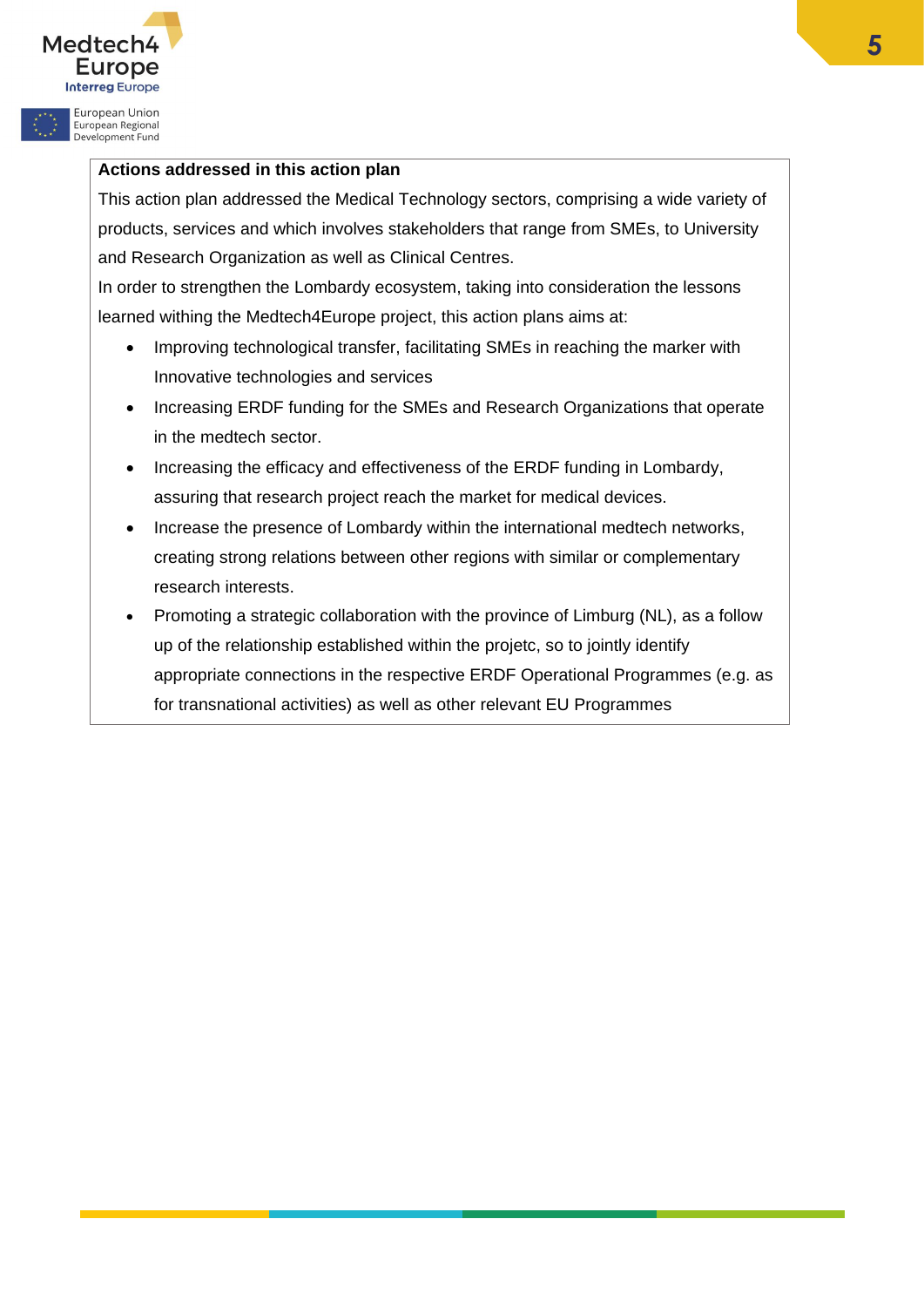**Actions addressed in this action plan**

This action plan addressed the Medical Technology sectors, comprising a wide variety of products, services and which involves stakeholders that range from SMEs, to University and Research Organization as well as Clinical Centres.

In order to strengthen the Lombardy ecosystem, taking into consideration the lessons learned withing the Medtech4Europe project, this action plans aims at:

- Improving technological transfer, facilitating SMEs in reaching the marker with Innovative technologies and services
- Increasing ERDF funding for the SMEs and Research Organizations that operate in the medtech sector.
- Increasing the efficacy and effectiveness of the ERDF funding in Lombardy, assuring that research project reach the market for medical devices.
- Increase the presence of Lombardy within the international medtech networks, creating strong relations between other regions with similar or complementary research interests.
- Promoting a strategic collaboration with the province of Limburg (NL), as a follow up of the relationship established within the projetc, so to jointly identify appropriate connections in the respective ERDF Operational Programmes (e.g. as for transnational activities) as well as other relevant EU Programmes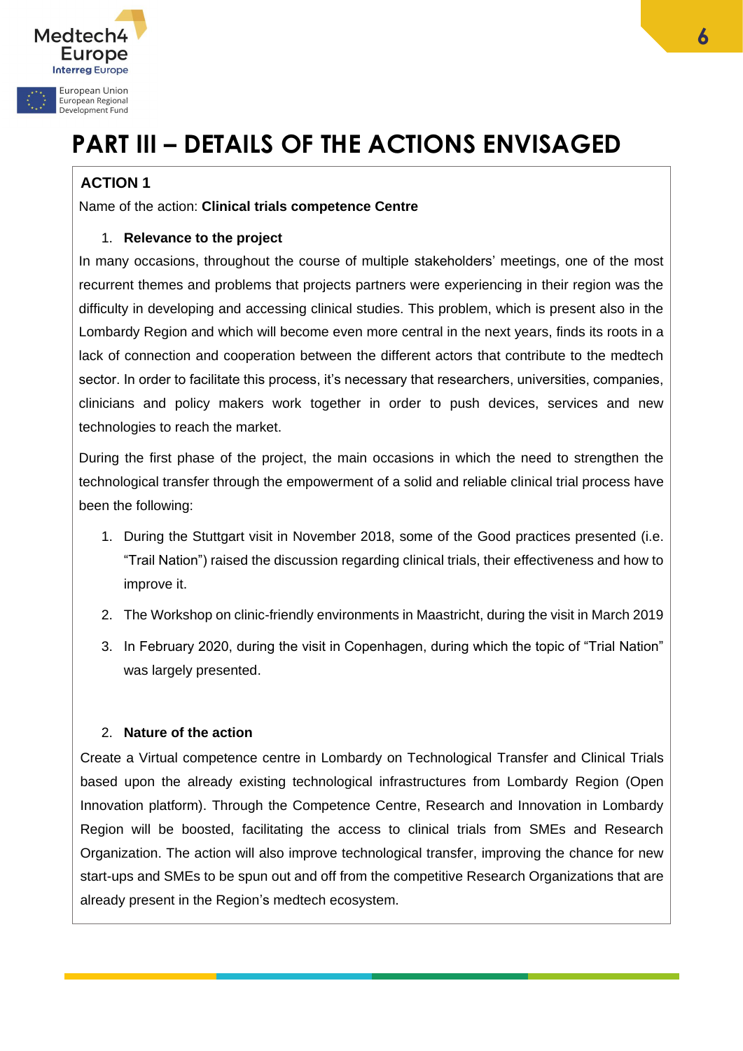# PART III – DETAILS OF THE ACTIONS ENVISAGED

**ACTION 1**

Name of the action: **Clinical trials competence Centre**

1. **Relevance to the project**

In many occasions, throughout the course of multiple stakeholders' meetings, one of the most recurrent themes and problems that projects partners were experiencing in their region was the difficulty in developing and accessing clinical studies. This problem, which is present also in the Lombardy Region and which will become even more central in the next years, finds its roots in a lack of connection and cooperation between the different actors that contribute to the medtech sector. In order to facilitate this process, it's necessary that researchers, universities, companies, clinicians and policy makers work together in order to push devices, services and new technologies to reach the market.

During the first phase of the project, the main occasions in which the need to strengthen the technological transfer through the empowerment of a solid and reliable clinical trial process have been the following:

1. During the Stuttgart visit in November 2018, some of the Good practices presented (i.e. "Trail Nation") raised the discussion regarding clinical trials, their effectiveness and how to improve it.
2. The Workshop on clinic-friendly environments in Maastricht, during the visit in March 2019
3. In February 2020, during the visit in Copenhagen, during which the topic of "Trial Nation" was largely presented.

2. **Nature of the action**

Create a Virtual competence centre in Lombardy on Technological Transfer and Clinical Trials based upon the already existing technological infrastructures from Lombardy Region (Open Innovation platform). Through the Competence Centre, Research and Innovation in Lombardy Region will be boosted, facilitating the access to clinical trials from SMEs and Research Organization. The action will also improve technological transfer, improving the chance for new start-ups and SMEs to be spun out and off from the competitive Research Organizations that are already present in the Region's medtech ecosystem.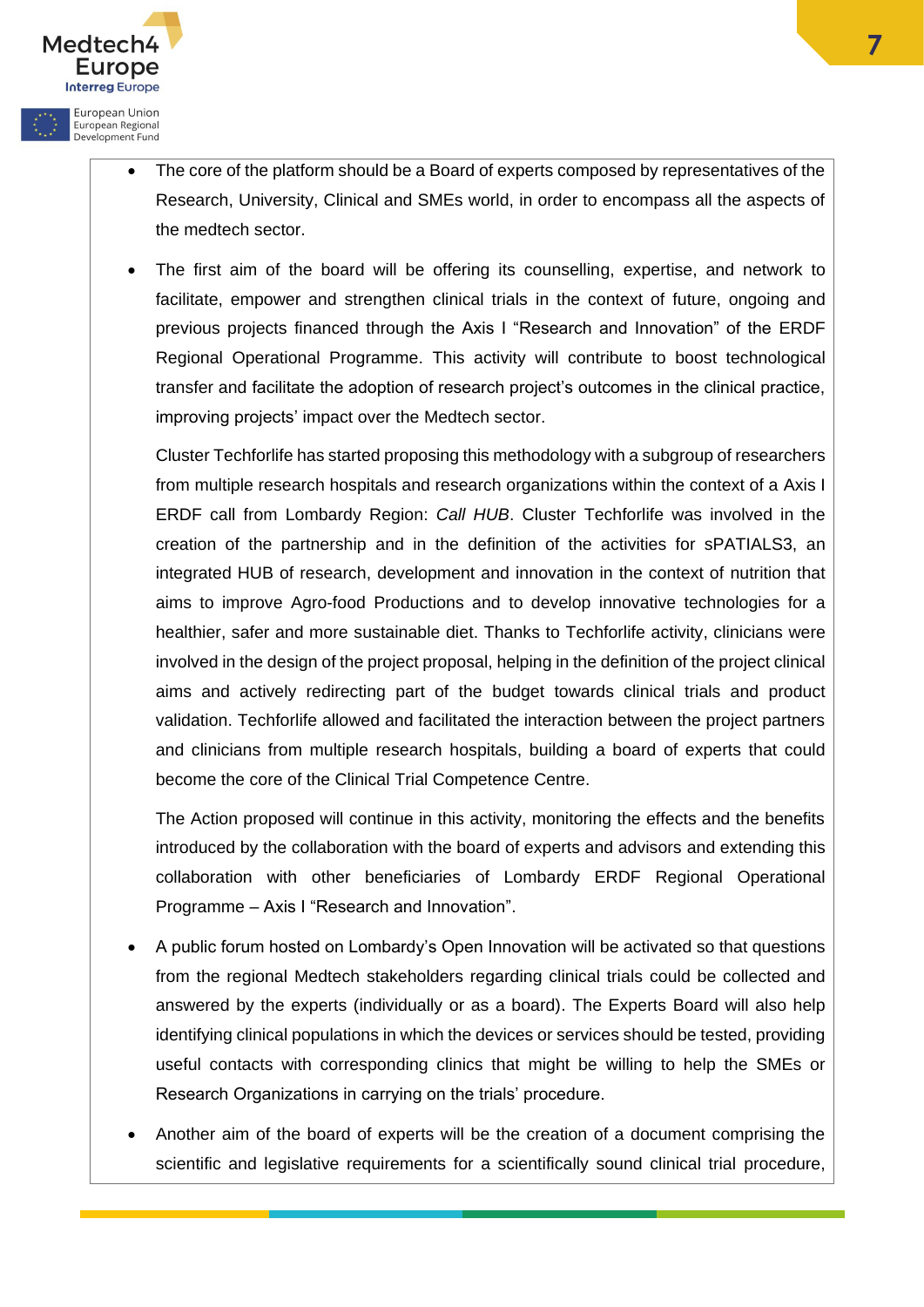- The core of the platform should be a Board of experts composed by representatives of the Research, University, Clinical and SMEs world, in order to encompass all the aspects of the medtech sector.

- The first aim of the board will be offering its counselling, expertise, and network to facilitate, empower and strengthen clinical trials in the context of future, ongoing and previous projects financed through the Axis I "Research and Innovation" of the ERDF Regional Operational Programme. This activity will contribute to boost technological transfer and facilitate the adoption of research project's outcomes in the clinical practice, improving projects' impact over the Medtech sector.

  Cluster Techforlife has started proposing this methodology with a subgroup of researchers from multiple research hospitals and research organizations within the context of a Axis I ERDF call from Lombardy Region: *Call HUB*. Cluster Techforlife was involved in the creation of the partnership and in the definition of the activities for sPATIALS3, an integrated HUB of research, development and innovation in the context of nutrition that aims to improve Agro-food Productions and to develop innovative technologies for a healthier, safer and more sustainable diet. Thanks to Techforlife activity, clinicians were involved in the design of the project proposal, helping in the definition of the project clinical aims and actively redirecting part of the budget towards clinical trials and product validation. Techforlife allowed and facilitated the interaction between the project partners and clinicians from multiple research hospitals, building a board of experts that could become the core of the Clinical Trial Competence Centre.

  The Action proposed will continue in this activity, monitoring the effects and the benefits introduced by the collaboration with the board of experts and advisors and extending this collaboration with other beneficiaries of Lombardy ERDF Regional Operational Programme – Axis I "Research and Innovation".

- A public forum hosted on Lombardy's Open Innovation will be activated so that questions from the regional Medtech stakeholders regarding clinical trials could be collected and answered by the experts (individually or as a board). The Experts Board will also help identifying clinical populations in which the devices or services should be tested, providing useful contacts with corresponding clinics that might be willing to help the SMEs or Research Organizations in carrying on the trials' procedure.

- Another aim of the board of experts will be the creation of a document comprising the scientific and legislative requirements for a scientifically sound clinical trial procedure,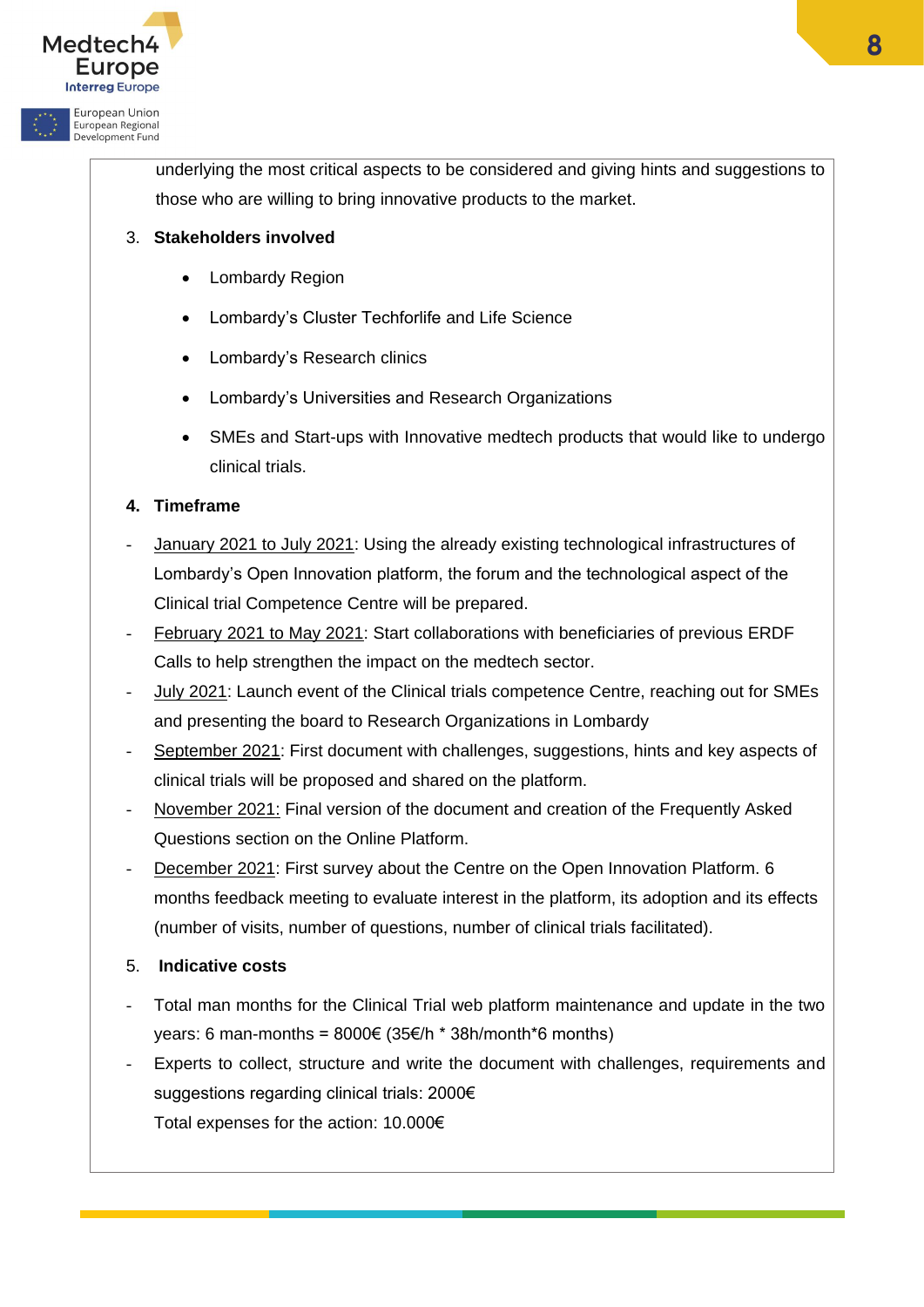underlying the most critical aspects to be considered and giving hints and suggestions to those who are willing to bring innovative products to the market.

3. **Stakeholders involved**

   - Lombardy Region
   - Lombardy's Cluster Techforlife and Life Science
   - Lombardy's Research clinics
   - Lombardy's Universities and Research Organizations
   - SMEs and Start-ups with Innovative medtech products that would like to undergo clinical trials.

4. **Timeframe**

- January 2021 to July 2021: Using the already existing technological infrastructures of Lombardy's Open Innovation platform, the forum and the technological aspect of the Clinical trial Competence Centre will be prepared.
- February 2021 to May 2021: Start collaborations with beneficiaries of previous ERDF Calls to help strengthen the impact on the medtech sector.
- July 2021: Launch event of the Clinical trials competence Centre, reaching out for SMEs and presenting the board to Research Organizations in Lombardy
- September 2021: First document with challenges, suggestions, hints and key aspects of clinical trials will be proposed and shared on the platform.
- November 2021: Final version of the document and creation of the Frequently Asked Questions section on the Online Platform.
- December 2021: First survey about the Centre on the Open Innovation Platform. 6 months feedback meeting to evaluate interest in the platform, its adoption and its effects (number of visits, number of questions, number of clinical trials facilitated).

5. **Indicative costs**

- Total man months for the Clinical Trial web platform maintenance and update in the two years: 6 man-months = 8000€ (35€/h * 38h/month*6 months)
- Experts to collect, structure and write the document with challenges, requirements and suggestions regarding clinical trials: 2000€

  Total expenses for the action: 10.000€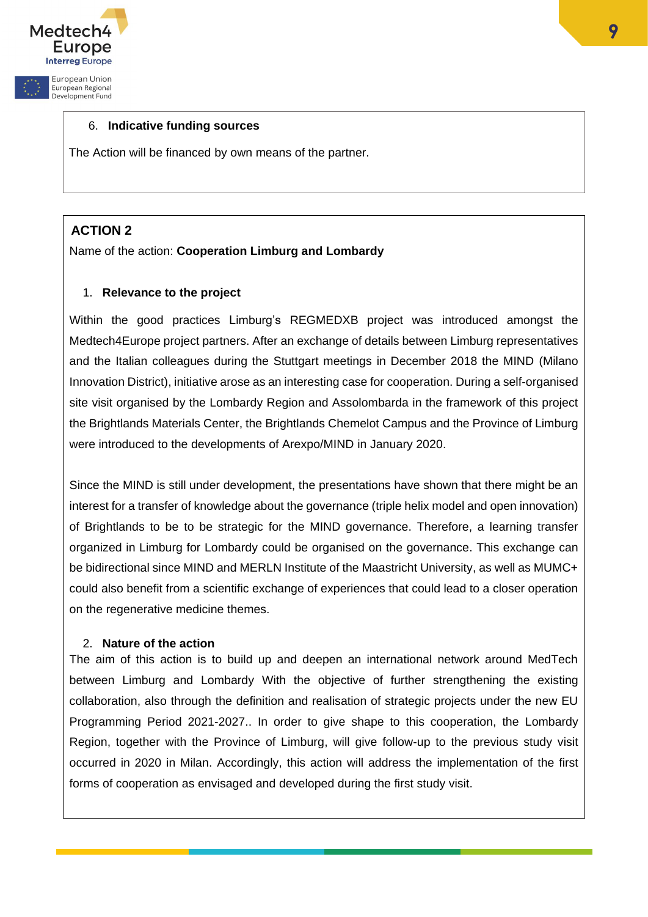6. **Indicative funding sources**

The Action will be financed by own means of the partner.

## ACTION 2

Name of the action: **Cooperation Limburg and Lombardy**

1. **Relevance to the project**

Within the good practices Limburg's REGMEDXB project was introduced amongst the Medtech4Europe project partners. After an exchange of details between Limburg representatives and the Italian colleagues during the Stuttgart meetings in December 2018 the MIND (Milano Innovation District), initiative arose as an interesting case for cooperation. During a self-organised site visit organised by the Lombardy Region and Assolombarda in the framework of this project the Brightlands Materials Center, the Brightlands Chemelot Campus and the Province of Limburg were introduced to the developments of Arexpo/MIND in January 2020.

Since the MIND is still under development, the presentations have shown that there might be an interest for a transfer of knowledge about the governance (triple helix model and open innovation) of Brightlands to be to be strategic for the MIND governance. Therefore, a learning transfer organized in Limburg for Lombardy could be organised on the governance. This exchange can be bidirectional since MIND and MERLN Institute of the Maastricht University, as well as MUMC+ could also benefit from a scientific exchange of experiences that could lead to a closer operation on the regenerative medicine themes.

2. **Nature of the action**

The aim of this action is to build up and deepen an international network around MedTech between Limburg and Lombardy With the objective of further strengthening the existing collaboration, also through the definition and realisation of strategic projects under the new EU Programming Period 2021-2027.. In order to give shape to this cooperation, the Lombardy Region, together with the Province of Limburg, will give follow-up to the previous study visit occurred in 2020 in Milan. Accordingly, this action will address the implementation of the first forms of cooperation as envisaged and developed during the first study visit.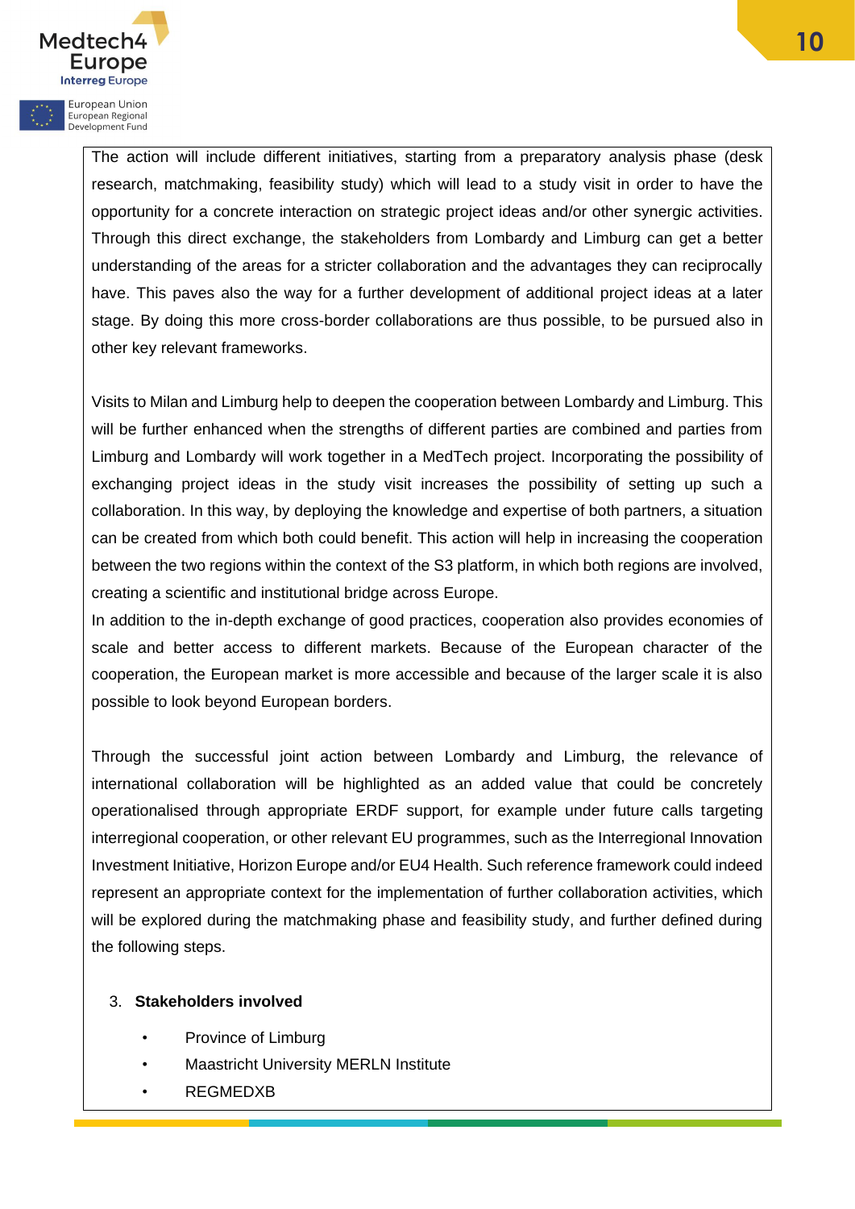The action will include different initiatives, starting from a preparatory analysis phase (desk research, matchmaking, feasibility study) which will lead to a study visit in order to have the opportunity for a concrete interaction on strategic project ideas and/or other synergic activities. Through this direct exchange, the stakeholders from Lombardy and Limburg can get a better understanding of the areas for a stricter collaboration and the advantages they can reciprocally have. This paves also the way for a further development of additional project ideas at a later stage. By doing this more cross-border collaborations are thus possible, to be pursued also in other key relevant frameworks.

Visits to Milan and Limburg help to deepen the cooperation between Lombardy and Limburg. This will be further enhanced when the strengths of different parties are combined and parties from Limburg and Lombardy will work together in a MedTech project. Incorporating the possibility of exchanging project ideas in the study visit increases the possibility of setting up such a collaboration. In this way, by deploying the knowledge and expertise of both partners, a situation can be created from which both could benefit. This action will help in increasing the cooperation between the two regions within the context of the S3 platform, in which both regions are involved, creating a scientific and institutional bridge across Europe.

In addition to the in-depth exchange of good practices, cooperation also provides economies of scale and better access to different markets. Because of the European character of the cooperation, the European market is more accessible and because of the larger scale it is also possible to look beyond European borders.

Through the successful joint action between Lombardy and Limburg, the relevance of international collaboration will be highlighted as an added value that could be concretely operationalised through appropriate ERDF support, for example under future calls targeting interregional cooperation, or other relevant EU programmes, such as the Interregional Innovation Investment Initiative, Horizon Europe and/or EU4 Health. Such reference framework could indeed represent an appropriate context for the implementation of further collaboration activities, which will be explored during the matchmaking phase and feasibility study, and further defined during the following steps.

3. **Stakeholders involved**

- Province of Limburg
- Maastricht University MERLN Institute
- REGMEDXB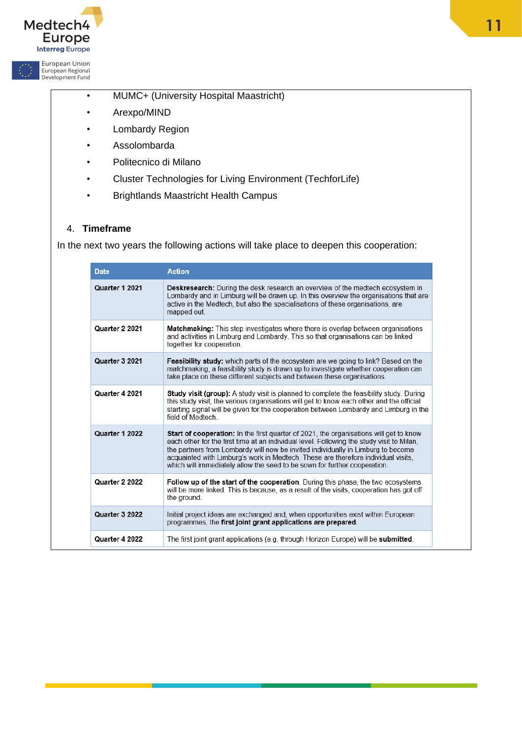- MUMC+ (University Hospital Maastricht)
- Arexpo/MIND
- Lombardy Region
- Assolombarda
- Politecnico di Milano
- Cluster Technologies for Living Environment (TechforLife)
- Brightlands Maastricht Health Campus

4. **Timeframe**

In the next two years the following actions will take place to deepen this cooperation:

| Date | Action |
|---|---|
| **Quarter 1 2021** | **Deskresearch:** During the desk research an overview of the medtech ecosystem in Lombardy and in Limburg will be drawn up. In this overview the organisations that are active in the Medtech, but also the specialisations of these organisations, are mapped out. |
| **Quarter 2 2021** | **Matchmaking:** This step investigates where there is overlap between organisations and activities in Limburg and Lombardy. This so that organisations can be linked together for cooperation. |
| **Quarter 3 2021** | **Feasibility study:** which parts of the ecosystem are we going to link? Based on the matchmaking, a feasibility study is drawn up to investigate whether cooperation can take place on these different subjects and between these organisations. |
| **Quarter 4 2021** | **Study visit (group):** A study visit is planned to complete the feasibility study. During this study visit, the various organisations will get to know each other and the official starting signal will be given for the cooperation between Lombardy and Limburg in the field of Medtech. |
| **Quarter 1 2022** | **Start of cooperation:** In the first quarter of 2021, the organisations will get to know each other for the first time at an individual level. Following the study visit to Milan, the partners from Lombardy will now be invited individually in Limburg to become acquainted with Limburg's work in Medtech. These are therefore individual visits, which will immediately allow the seed to be sown for further cooperation. |
| **Quarter 2 2022** | **Follow up of the start of the cooperation**. During this phase, the two ecosystems will be more linked. This is because, as a result of the visits, cooperation has got off the ground. |
| **Quarter 3 2022** | Initial project ideas are exchanged and, when opportunities exist within European programmes, the **first joint grant applications are prepared**. |
| **Quarter 4 2022** | The first joint grant applications (e.g. through Horizon Europe) will be **submitted**. |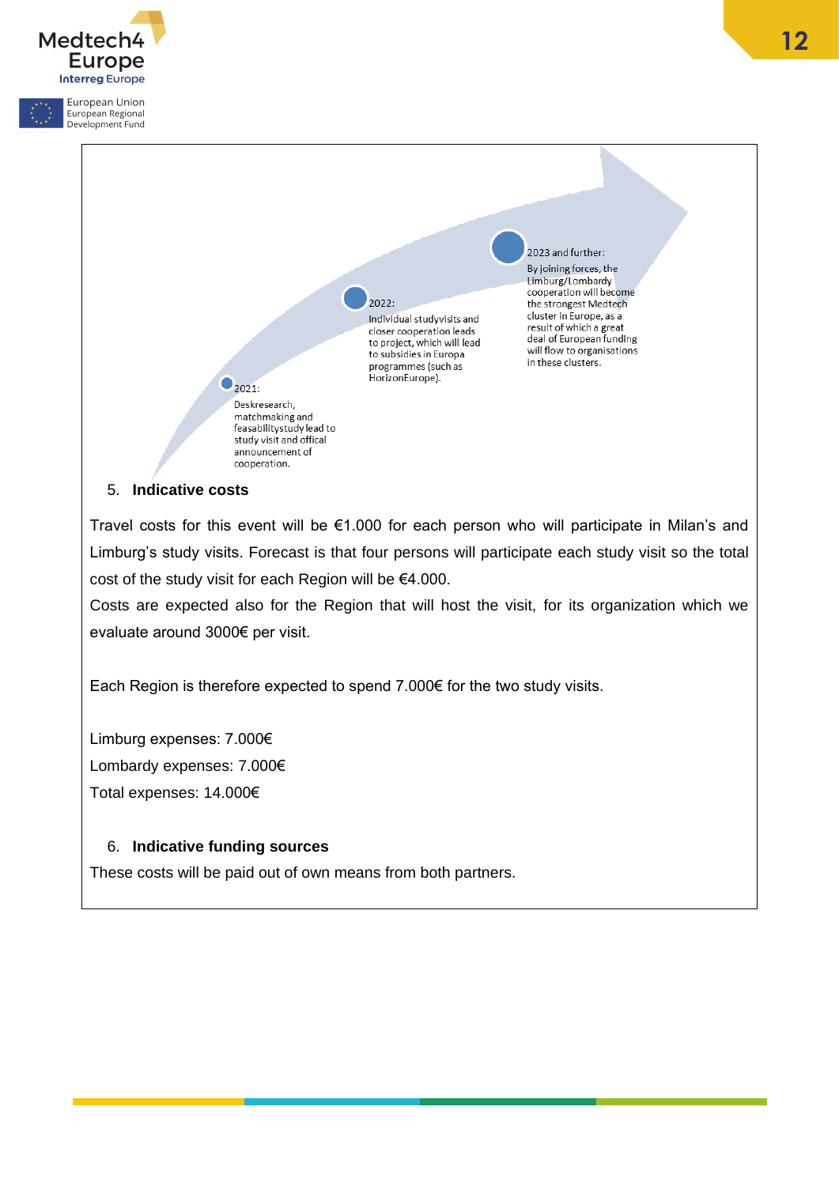2021:

Deskresearch, matchmaking and feasabilitystudy lead to study visit and offical announcement of cooperation.

2022:

Individual studyvisits and closer cooperation leads to project, which will lead to subsidies in Europa programmes (such as HorizonEurope).

2023 and further:

By joining forces, the Limburg/Lombardy cooperation will become the strongest Medtech cluster in Europe, as a result of which a great deal of European funding will flow to organisations in these clusters.

5. **Indicative costs**

Travel costs for this event will be €1.000 for each person who will participate in Milan's and Limburg's study visits. Forecast is that four persons will participate each study visit so the total cost of the study visit for each Region will be €4.000.

Costs are expected also for the Region that will host the visit, for its organization which we evaluate around 3000€ per visit.

Each Region is therefore expected to spend 7.000€ for the two study visits.

Limburg expenses: 7.000€

Lombardy expenses: 7.000€

Total expenses: 14.000€

6. **Indicative funding sources**

These costs will be paid out of own means from both partners.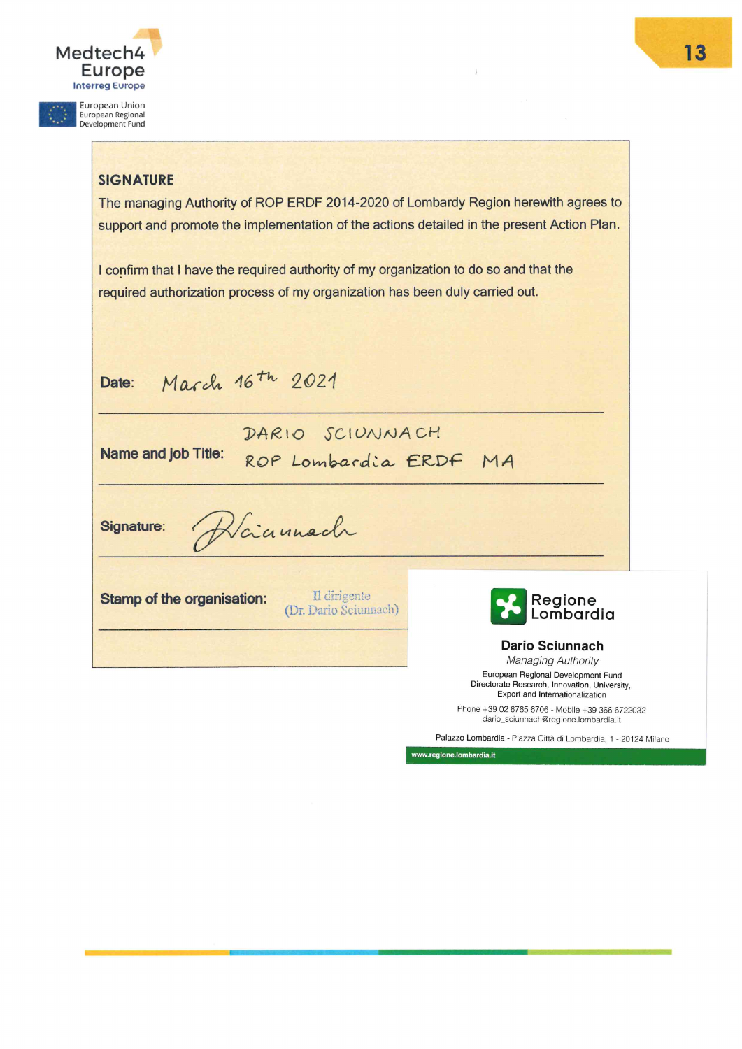## SIGNATURE

The managing Authority of ROP ERDF 2014-2020 of Lombardy Region herewith agrees to support and promote the implementation of the actions detailed in the present Action Plan.

I confirm that I have the required authority of my organization to do so and that the required authorization process of my organization has been duly carried out.

**Date:** March 16th 2021

**Name and job Title:** DARIO SCIUNNACH
ROP Lombardia ERDF MA

**Signature:** DSciunnach

**Stamp of the organisation:** Il dirigente
(Dr. Dario Sciunnach)

Regione Lombardia

**Dario Sciunnach**
*Managing Authority*
European Regional Development Fund
Directorate Research, Innovation, University, Export and Internationalization

Phone +39 02 6765 6706 - Mobile +39 366 6722032
dario_sciunnach@regione.lombardia.it

Palazzo Lombardia - Piazza Città di Lombardia, 1 - 20124 Milano

www.regione.lombardia.it